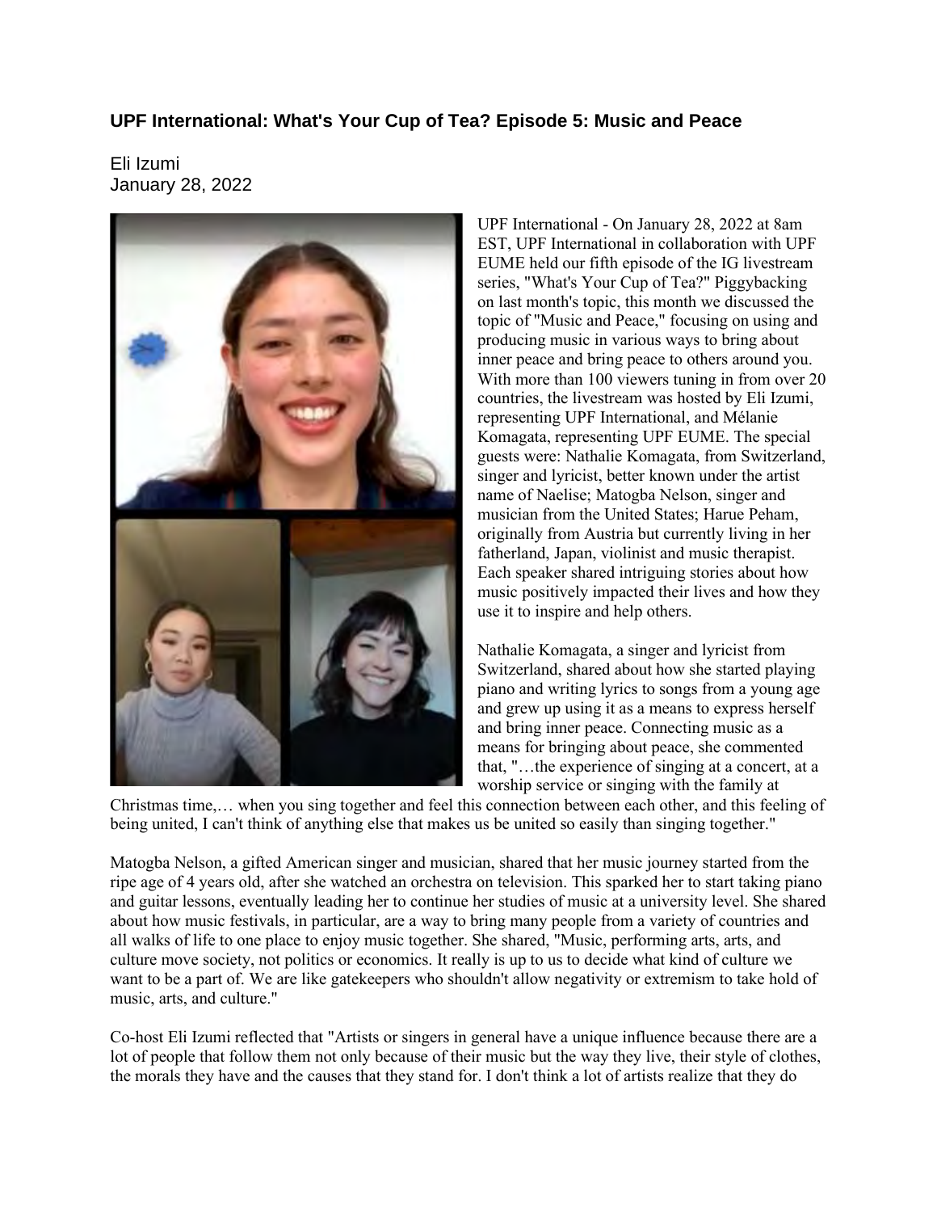## UPF International: What's Your Cup of Tea? Episode 5: Music and Peace

Eli Izumi
January 28, 2022

UPF International - On January 28, 2022 at 8am EST, UPF International in collaboration with UPF EUME held our fifth episode of the IG livestream series, "What's Your Cup of Tea?" Piggybacking on last month's topic, this month we discussed the topic of "Music and Peace," focusing on using and producing music in various ways to bring about inner peace and bring peace to others around you. With more than 100 viewers tuning in from over 20 countries, the livestream was hosted by Eli Izumi, representing UPF International, and Mélanie Komagata, representing UPF EUME. The special guests were: Nathalie Komagata, from Switzerland, singer and lyricist, better known under the artist name of Naelise; Matogba Nelson, singer and musician from the United States; Harue Peham, originally from Austria but currently living in her fatherland, Japan, violinist and music therapist. Each speaker shared intriguing stories about how music positively impacted their lives and how they use it to inspire and help others.

Nathalie Komagata, a singer and lyricist from Switzerland, shared about how she started playing piano and writing lyrics to songs from a young age and grew up using it as a means to express herself and bring inner peace. Connecting music as a means for bringing about peace, she commented that, "…the experience of singing at a concert, at a worship service or singing with the family at Christmas time,… when you sing together and feel this connection between each other, and this feeling of being united, I can't think of anything else that makes us be united so easily than singing together."

Matogba Nelson, a gifted American singer and musician, shared that her music journey started from the ripe age of 4 years old, after she watched an orchestra on television. This sparked her to start taking piano and guitar lessons, eventually leading her to continue her studies of music at a university level. She shared about how music festivals, in particular, are a way to bring many people from a variety of countries and all walks of life to one place to enjoy music together. She shared, "Music, performing arts, arts, and culture move society, not politics or economics. It really is up to us to decide what kind of culture we want to be a part of. We are like gatekeepers who shouldn't allow negativity or extremism to take hold of music, arts, and culture."

Co-host Eli Izumi reflected that "Artists or singers in general have a unique influence because there are a lot of people that follow them not only because of their music but the way they live, their style of clothes, the morals they have and the causes that they stand for. I don't think a lot of artists realize that they do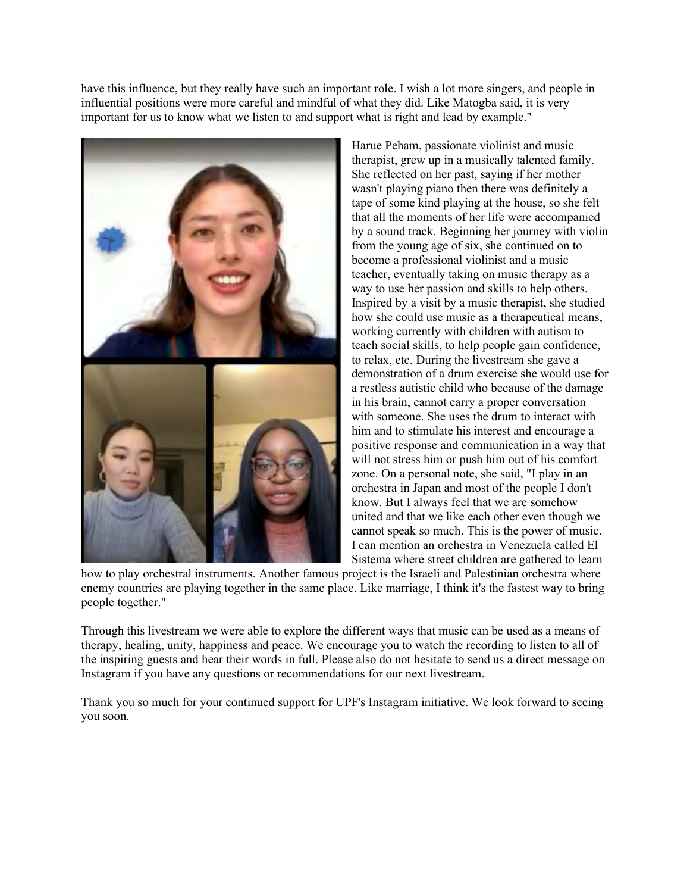have this influence, but they really have such an important role. I wish a lot more singers, and people in influential positions were more careful and mindful of what they did. Like Matogba said, it is very important for us to know what we listen to and support what is right and lead by example."

Harue Peham, passionate violinist and music therapist, grew up in a musically talented family. She reflected on her past, saying if her mother wasn't playing piano then there was definitely a tape of some kind playing at the house, so she felt that all the moments of her life were accompanied by a sound track. Beginning her journey with violin from the young age of six, she continued on to become a professional violinist and a music teacher, eventually taking on music therapy as a way to use her passion and skills to help others. Inspired by a visit by a music therapist, she studied how she could use music as a therapeutical means, working currently with children with autism to teach social skills, to help people gain confidence, to relax, etc. During the livestream she gave a demonstration of a drum exercise she would use for a restless autistic child who because of the damage in his brain, cannot carry a proper conversation with someone. She uses the drum to interact with him and to stimulate his interest and encourage a positive response and communication in a way that will not stress him or push him out of his comfort zone. On a personal note, she said, "I play in an orchestra in Japan and most of the people I don't know. But I always feel that we are somehow united and that we like each other even though we cannot speak so much. This is the power of music. I can mention an orchestra in Venezuela called El Sistema where street children are gathered to learn how to play orchestral instruments. Another famous project is the Israeli and Palestinian orchestra where enemy countries are playing together in the same place. Like marriage, I think it's the fastest way to bring people together."

Through this livestream we were able to explore the different ways that music can be used as a means of therapy, healing, unity, happiness and peace. We encourage you to watch the recording to listen to all of the inspiring guests and hear their words in full. Please also do not hesitate to send us a direct message on Instagram if you have any questions or recommendations for our next livestream.

Thank you so much for your continued support for UPF's Instagram initiative. We look forward to seeing you soon.